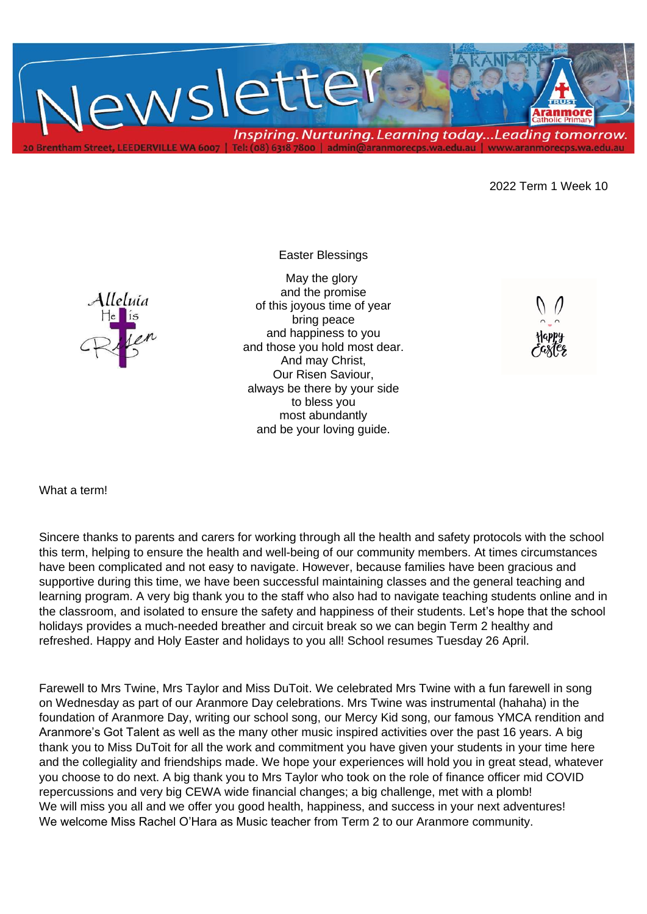# Newsletter

*Inspiring. Nurturing. Learning today...Leading tomorrow.*

20 Brentham Street, LEEDERVILLE WA 6007 | Tel: (08) 6318 7800 | admin@aranmorecps.wa.edu.au | www.aranmorecps.wa.edu.au

2022 Term 1 Week 10

Alleluia He is Risen

## Easter Blessings

May the glory  
and the promise  
of this joyous time of year  
bring peace  
and happiness to you  
and those you hold most dear.  
And may Christ,  
Our Risen Saviour,  
always be there by your side  
to bless you  
most abundantly  
and be your loving guide.

Happy Easter

What a term!

Sincere thanks to parents and carers for working through all the health and safety protocols with the school this term, helping to ensure the health and well-being of our community members. At times circumstances have been complicated and not easy to navigate. However, because families have been gracious and supportive during this time, we have been successful maintaining classes and the general teaching and learning program. A very big thank you to the staff who also had to navigate teaching students online and in the classroom, and isolated to ensure the safety and happiness of their students. Let's hope that the school holidays provides a much-needed breather and circuit break so we can begin Term 2 healthy and refreshed. Happy and Holy Easter and holidays to you all! School resumes Tuesday 26 April.

Farewell to Mrs Twine, Mrs Taylor and Miss DuToit. We celebrated Mrs Twine with a fun farewell in song on Wednesday as part of our Aranmore Day celebrations. Mrs Twine was instrumental (hahaha) in the foundation of Aranmore Day, writing our school song, our Mercy Kid song, our famous YMCA rendition and Aranmore's Got Talent as well as the many other music inspired activities over the past 16 years. A big thank you to Miss DuToit for all the work and commitment you have given your students in your time here and the collegiality and friendships made. We hope your experiences will hold you in great stead, whatever you choose to do next. A big thank you to Mrs Taylor who took on the role of finance officer mid COVID repercussions and very big CEWA wide financial changes; a big challenge, met with a plomb!  
We will miss you all and we offer you good health, happiness, and success in your next adventures!  
We welcome Miss Rachel O'Hara as Music teacher from Term 2 to our Aranmore community.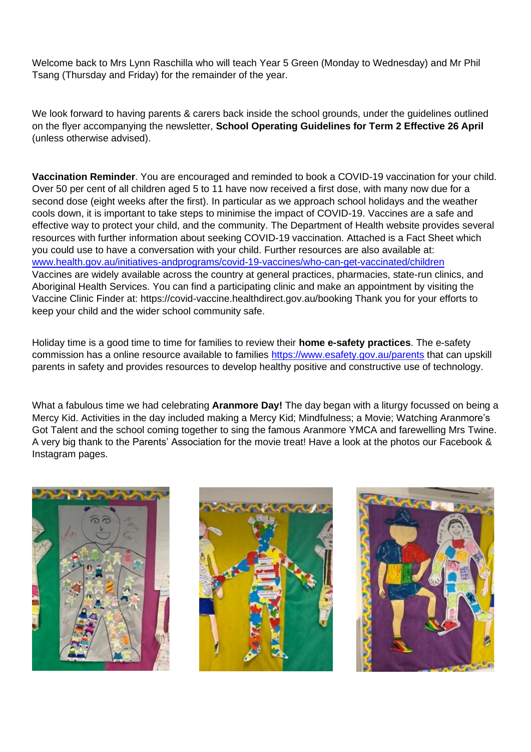Welcome back to Mrs Lynn Raschilla who will teach Year 5 Green (Monday to Wednesday) and Mr Phil Tsang (Thursday and Friday) for the remainder of the year.

We look forward to having parents & carers back inside the school grounds, under the guidelines outlined on the flyer accompanying the newsletter, **School Operating Guidelines for Term 2 Effective 26 April** (unless otherwise advised).

**Vaccination Reminder**. You are encouraged and reminded to book a COVID-19 vaccination for your child. Over 50 per cent of all children aged 5 to 11 have now received a first dose, with many now due for a second dose (eight weeks after the first). In particular as we approach school holidays and the weather cools down, it is important to take steps to minimise the impact of COVID-19. Vaccines are a safe and effective way to protect your child, and the community. The Department of Health website provides several resources with further information about seeking COVID-19 vaccination. Attached is a Fact Sheet which you could use to have a conversation with your child. Further resources are also available at: [www.health.gov.au/initiatives-andprograms/covid-19-vaccines/who-can-get-vaccinated/children](www.health.gov.au/initiatives-andprograms/covid-19-vaccines/who-can-get-vaccinated/children)
Vaccines are widely available across the country at general practices, pharmacies, state-run clinics, and Aboriginal Health Services. You can find a participating clinic and make an appointment by visiting the Vaccine Clinic Finder at: https://covid-vaccine.healthdirect.gov.au/booking Thank you for your efforts to keep your child and the wider school community safe.

Holiday time is a good time to time for families to review their **home e-safety practices**. The e-safety commission has a online resource available to families [https://www.esafety.gov.au/parents](https://www.esafety.gov.au/parents) that can upskill parents in safety and provides resources to develop healthy positive and constructive use of technology.

What a fabulous time we had celebrating **Aranmore Day!** The day began with a liturgy focussed on being a Mercy Kid. Activities in the day included making a Mercy Kid; Mindfulness; a Movie; Watching Aranmore's Got Talent and the school coming together to sing the famous Aranmore YMCA and farewelling Mrs Twine. A very big thank to the Parents' Association for the movie treat! Have a look at the photos our Facebook & Instagram pages.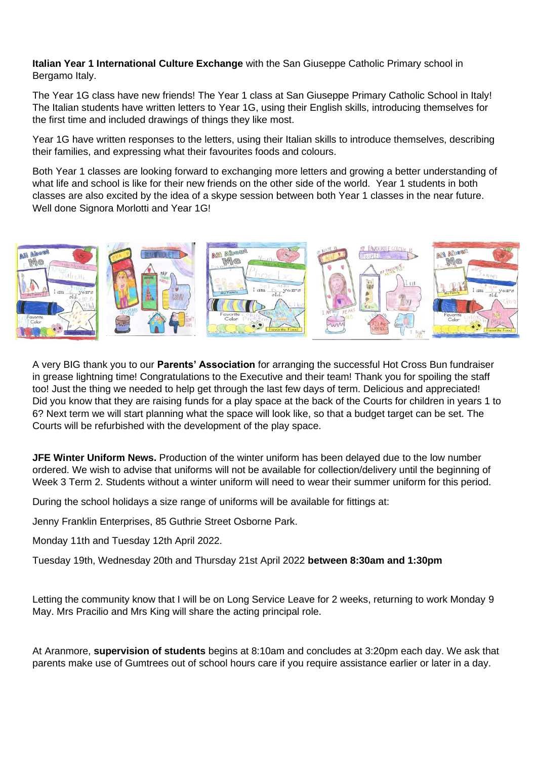**Italian Year 1 International Culture Exchange** with the San Giuseppe Catholic Primary school in Bergamo Italy.

The Year 1G class have new friends! The Year 1 class at San Giuseppe Primary Catholic School in Italy! The Italian students have written letters to Year 1G, using their English skills, introducing themselves for the first time and included drawings of things they like most.

Year 1G have written responses to the letters, using their Italian skills to introduce themselves, describing their families, and expressing what their favourites foods and colours.

Both Year 1 classes are looking forward to exchanging more letters and growing a better understanding of what life and school is like for their new friends on the other side of the world. Year 1 students in both classes are also excited by the idea of a skype session between both Year 1 classes in the near future. Well done Signora Morlotti and Year 1G!

A very BIG thank you to our **Parents' Association** for arranging the successful Hot Cross Bun fundraiser in grease lightning time! Congratulations to the Executive and their team! Thank you for spoiling the staff too! Just the thing we needed to help get through the last few days of term. Delicious and appreciated! Did you know that they are raising funds for a play space at the back of the Courts for children in years 1 to 6? Next term we will start planning what the space will look like, so that a budget target can be set. The Courts will be refurbished with the development of the play space.

**JFE Winter Uniform News.** Production of the winter uniform has been delayed due to the low number ordered. We wish to advise that uniforms will not be available for collection/delivery until the beginning of Week 3 Term 2. Students without a winter uniform will need to wear their summer uniform for this period.

During the school holidays a size range of uniforms will be available for fittings at:

Jenny Franklin Enterprises, 85 Guthrie Street Osborne Park.

Monday 11th and Tuesday 12th April 2022.

Tuesday 19th, Wednesday 20th and Thursday 21st April 2022 **between 8:30am and 1:30pm**

Letting the community know that I will be on Long Service Leave for 2 weeks, returning to work Monday 9 May. Mrs Pracilio and Mrs King will share the acting principal role.

At Aranmore, **supervision of students** begins at 8:10am and concludes at 3:20pm each day. We ask that parents make use of Gumtrees out of school hours care if you require assistance earlier or later in a day.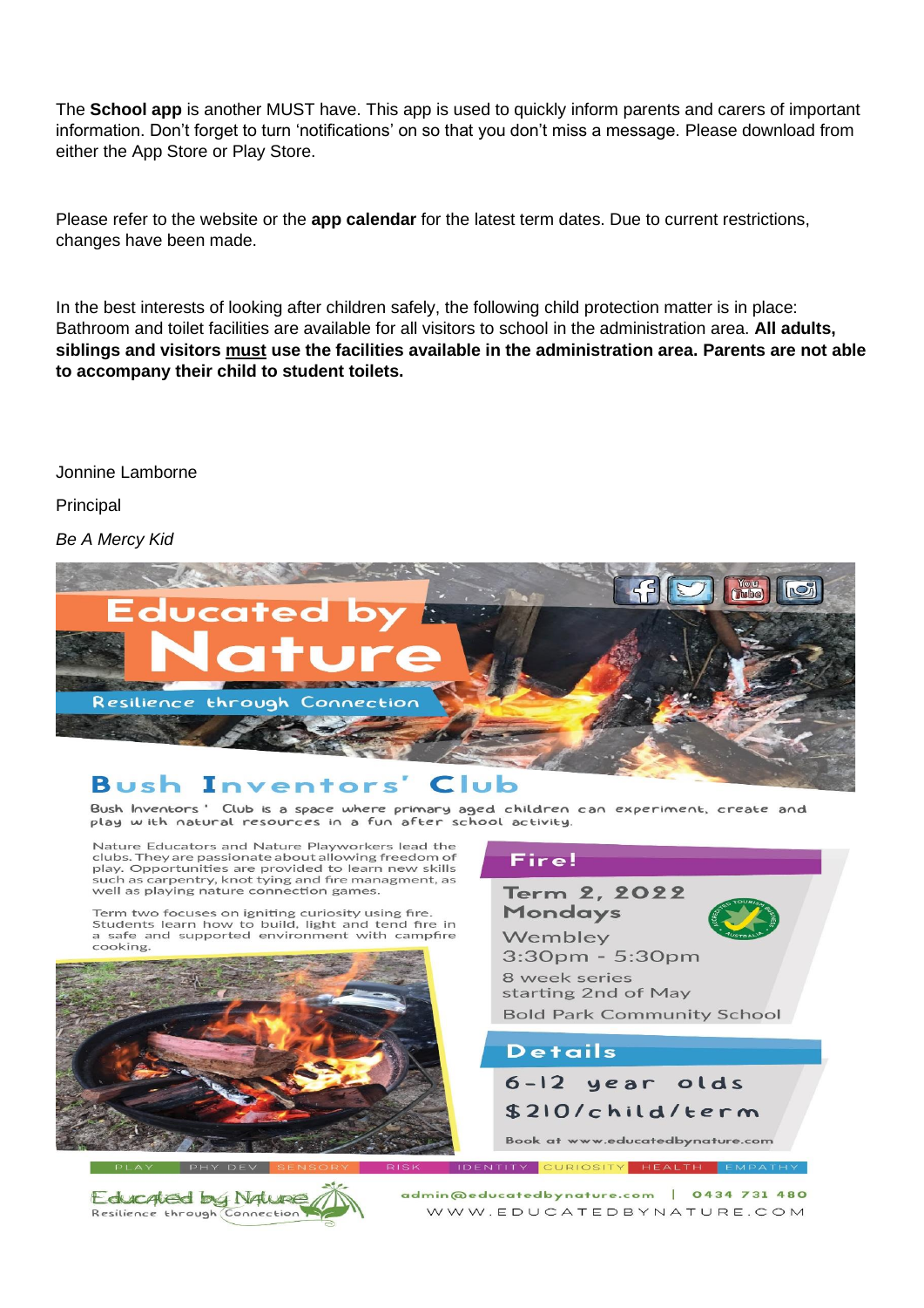The **School app** is another MUST have. This app is used to quickly inform parents and carers of important information. Don't forget to turn 'notifications' on so that you don't miss a message. Please download from either the App Store or Play Store.

Please refer to the website or the **app calendar** for the latest term dates. Due to current restrictions, changes have been made.

In the best interests of looking after children safely, the following child protection matter is in place: Bathroom and toilet facilities are available for all visitors to school in the administration area. **All adults, siblings and visitors <u>must</u> use the facilities available in the administration area. Parents are not able to accompany their child to student toilets.**

Jonnine Lamborne

Principal

*Be A Mercy Kid*

# Educated by Nature

Resilience through Connection

## Bush Inventors' Club

Bush Inventors' Club is a space where primary aged children can experiment, create and play with natural resources in a fun after school activity.

Nature Educators and Nature Playworkers lead the clubs. They are passionate about allowing freedom of play. Opportunities are provided to learn new skills such as carpentry, knot tying and fire managment, as well as playing nature connection games.

Term two focuses on igniting curiosity using fire. Students learn how to build, light and tend fire in a safe and supported environment with campfire cooking.

### Fire!

**Term 2, 2022**
**Mondays**

Wembley
3:30pm - 5:30pm

8 week series
starting 2nd of May

Bold Park Community School

### Details

6-12 year olds

$210/child/term

Book at www.educatedbynature.com

PLAY | PHY DEV | SENSORY | RISK | IDENTITY | CURIOSITY | HEALTH | EMPATHY

Educated by Nature
Resilience through Connection

admin@educatedbynature.com | 0434 731 480

WWW.EDUCATEDBYNATURE.COM